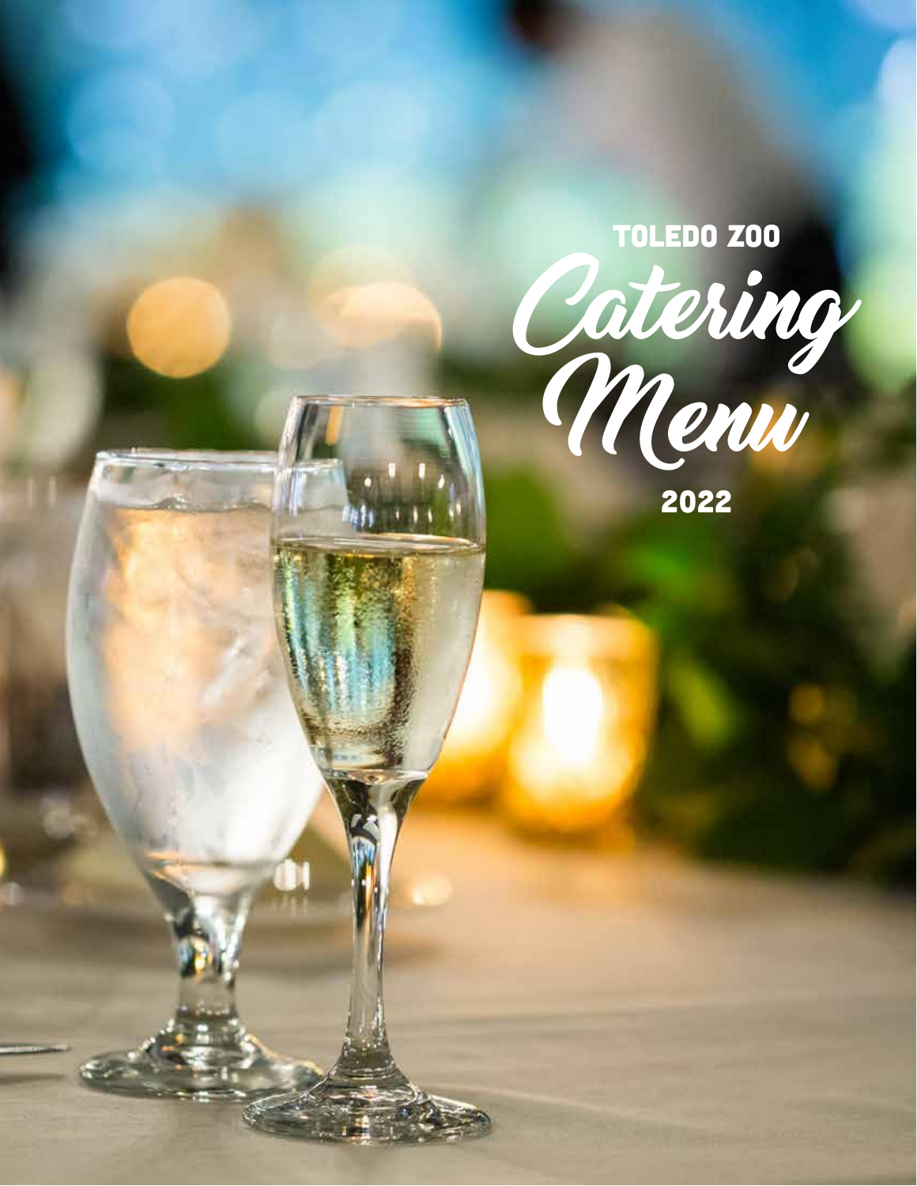# TOLEDO ZOO

# Catering Menu

2022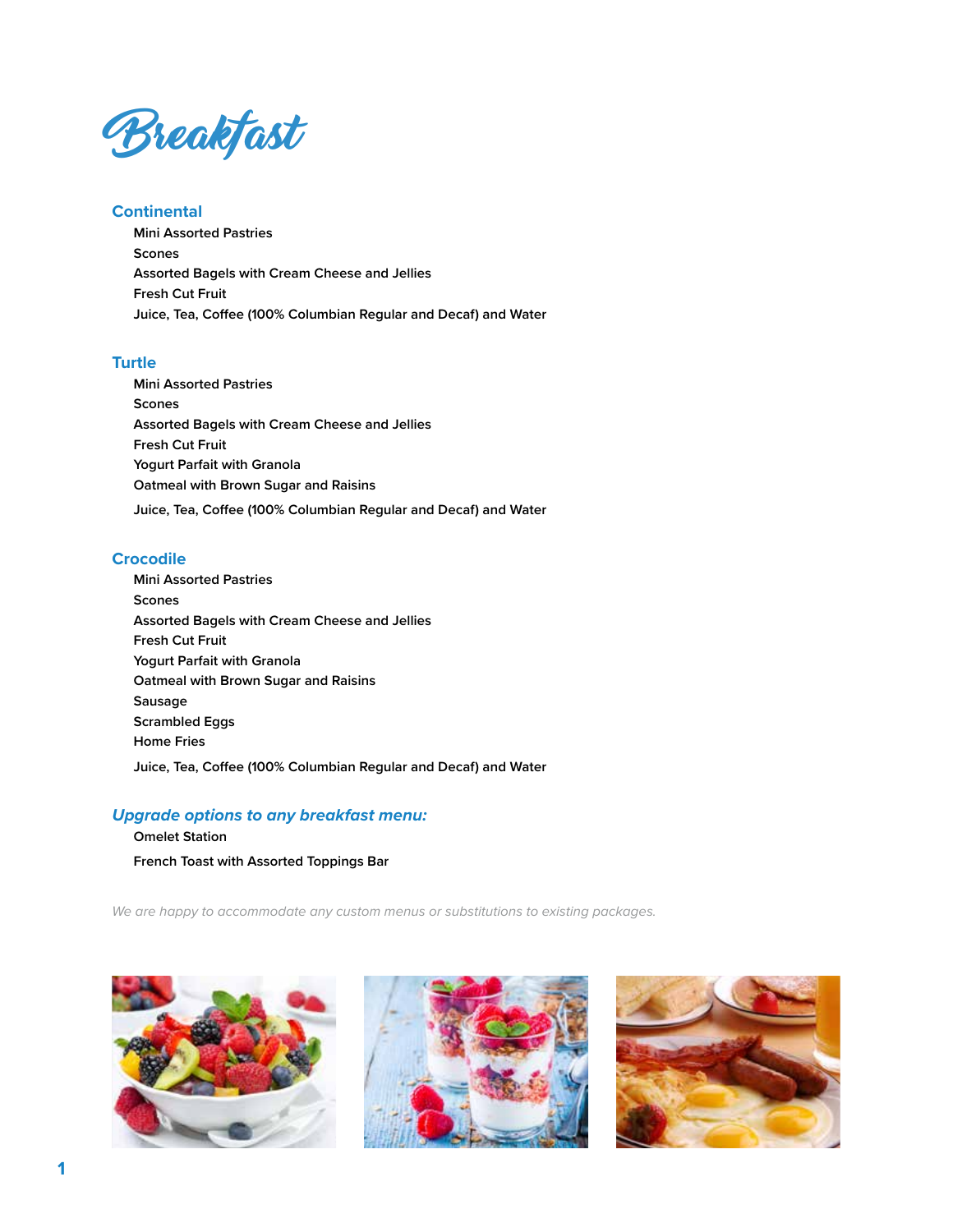# Breakfast

## Continental

- Mini Assorted Pastries
- Scones
- Assorted Bagels with Cream Cheese and Jellies
- Fresh Cut Fruit
- Juice, Tea, Coffee (100% Columbian Regular and Decaf) and Water

## Turtle

- Mini Assorted Pastries
- Scones
- Assorted Bagels with Cream Cheese and Jellies
- Fresh Cut Fruit
- Yogurt Parfait with Granola
- Oatmeal with Brown Sugar and Raisins
- Juice, Tea, Coffee (100% Columbian Regular and Decaf) and Water

## Crocodile

- Mini Assorted Pastries
- Scones
- Assorted Bagels with Cream Cheese and Jellies
- Fresh Cut Fruit
- Yogurt Parfait with Granola
- Oatmeal with Brown Sugar and Raisins
- Sausage
- Scrambled Eggs
- Home Fries
- Juice, Tea, Coffee (100% Columbian Regular and Decaf) and Water

## *Upgrade options to any breakfast menu:*

- Omelet Station
- French Toast with Assorted Toppings Bar

*We are happy to accommodate any custom menus or substitutions to existing packages.*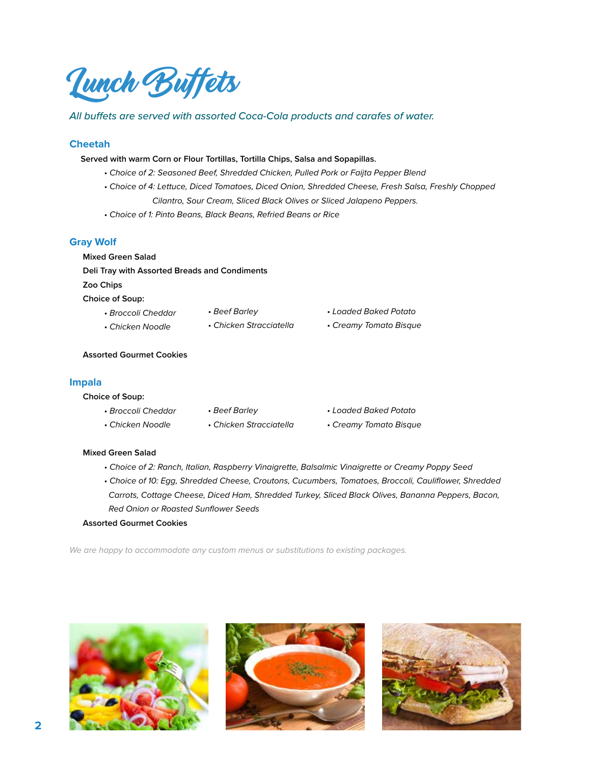# Lunch Buffets

*All buffets are served with assorted Coca-Cola products and carafes of water.*

## Cheetah

**Served with warm Corn or Flour Tortillas, Tortilla Chips, Salsa and Sopapillas.**

- *Choice of 2: Seasoned Beef, Shredded Chicken, Pulled Pork or Faijta Pepper Blend*
- *Choice of 4: Lettuce, Diced Tomatoes, Diced Onion, Shredded Cheese, Fresh Salsa, Freshly Chopped Cilantro, Sour Cream, Sliced Black Olives or Sliced Jalapeno Peppers.*
- *Choice of 1: Pinto Beans, Black Beans, Refried Beans or Rice*

## Gray Wolf

**Mixed Green Salad**

**Deli Tray with Assorted Breads and Condiments**

**Zoo Chips**

**Choice of Soup:**

- *Broccoli Cheddar*
- *Chicken Noodle*
- *Beef Barley*
- *Chicken Stracciatella*
- *Loaded Baked Potato*
- *Creamy Tomato Bisque*

**Assorted Gourmet Cookies**

## Impala

**Choice of Soup:**

- *Broccoli Cheddar*
- *Chicken Noodle*
- *Beef Barley*
- *Chicken Stracciatella*
- *Loaded Baked Potato*
- *Creamy Tomato Bisque*

**Mixed Green Salad**

- *Choice of 2: Ranch, Italian, Raspberry Vinaigrette, Balsalmic Vinaigrette or Creamy Poppy Seed*
- *Choice of 10: Egg, Shredded Cheese, Croutons, Cucumbers, Tomatoes, Broccoli, Cauliflower, Shredded Carrots, Cottage Cheese, Diced Ham, Shredded Turkey, Sliced Black Olives, Bananna Peppers, Bacon, Red Onion or Roasted Sunflower Seeds*

**Assorted Gourmet Cookies**

*We are happy to accommodate any custom menus or substitutions to existing packages.*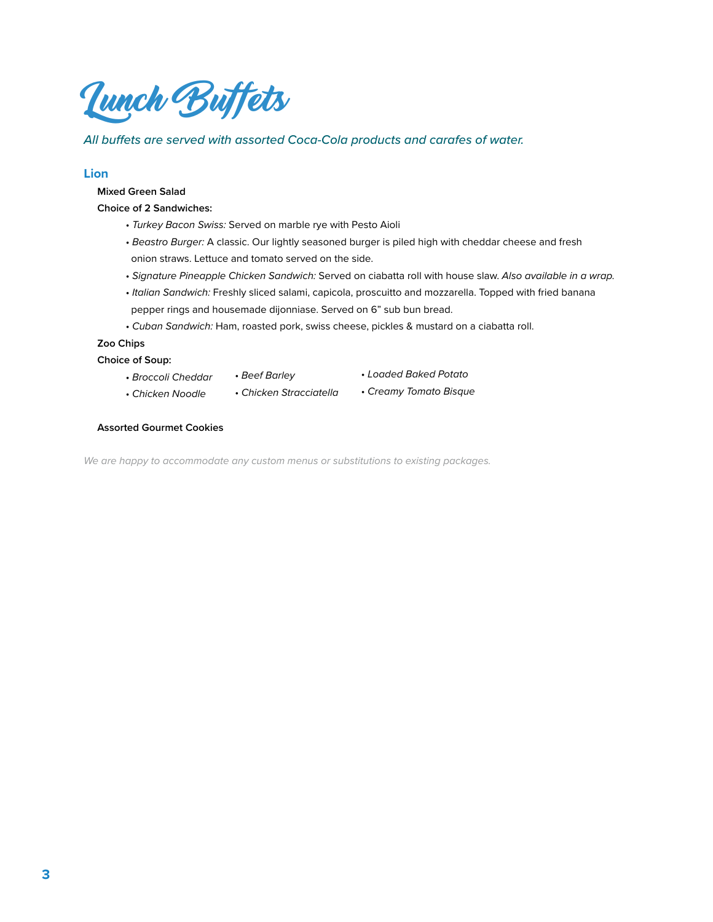# Lunch Buffets

*All buffets are served with assorted Coca-Cola products and carafes of water.*

## Lion

**Mixed Green Salad**

**Choice of 2 Sandwiches:**

- *Turkey Bacon Swiss:* Served on marble rye with Pesto Aioli
- *Beastro Burger:* A classic. Our lightly seasoned burger is piled high with cheddar cheese and fresh onion straws. Lettuce and tomato served on the side.
- *Signature Pineapple Chicken Sandwich:* Served on ciabatta roll with house slaw. *Also available in a wrap.*
- *Italian Sandwich:* Freshly sliced salami, capicola, proscuitto and mozzarella. Topped with fried banana pepper rings and housemade dijonniase. Served on 6" sub bun bread.
- *Cuban Sandwich:* Ham, roasted pork, swiss cheese, pickles & mustard on a ciabatta roll.

**Zoo Chips**

**Choice of Soup:**

- *Broccoli Cheddar*
- *Chicken Noodle*
- *Beef Barley*
- *Chicken Stracciatella*
- *Loaded Baked Potato*
- *Creamy Tomato Bisque*

**Assorted Gourmet Cookies**

*We are happy to accommodate any custom menus or substitutions to existing packages.*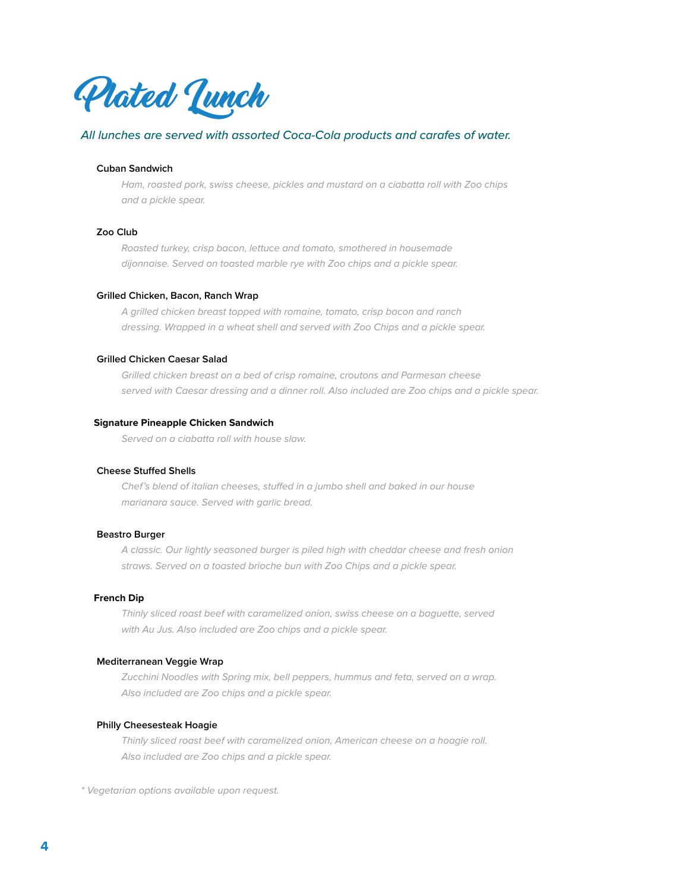# Plated Lunch

*All lunches are served with assorted Coca-Cola products and carafes of water.*

**Cuban Sandwich**

*Ham, roasted pork, swiss cheese, pickles and mustard on a ciabatta roll with Zoo chips and a pickle spear.*

**Zoo Club**

*Roasted turkey, crisp bacon, lettuce and tomato, smothered in housemade dijonnaise. Served on toasted marble rye with Zoo chips and a pickle spear.*

**Grilled Chicken, Bacon, Ranch Wrap**

*A grilled chicken breast topped with romaine, tomato, crisp bacon and ranch dressing. Wrapped in a wheat shell and served with Zoo Chips and a pickle spear.*

**Grilled Chicken Caesar Salad**

*Grilled chicken breast on a bed of crisp romaine, croutons and Parmesan cheese served with Caesar dressing and a dinner roll. Also included are Zoo chips and a pickle spear.*

**Signature Pineapple Chicken Sandwich**

*Served on a ciabatta roll with house slaw.*

**Cheese Stuffed Shells**

*Chef's blend of italian cheeses, stuffed in a jumbo shell and baked in our house marianara sauce. Served with garlic bread.*

**Beastro Burger**

*A classic. Our lightly seasoned burger is piled high with cheddar cheese and fresh onion straws. Served on a toasted brioche bun with Zoo Chips and a pickle spear.*

**French Dip**

*Thinly sliced roast beef with caramelized onion, swiss cheese on a baguette, served with Au Jus. Also included are Zoo chips and a pickle spear.*

**Mediterranean Veggie Wrap**

*Zucchini Noodles with Spring mix, bell peppers, hummus and feta, served on a wrap. Also included are Zoo chips and a pickle spear.*

**Philly Cheesesteak Hoagie**

*Thinly sliced roast beef with caramelized onion, American cheese on a hoagie roll. Also included are Zoo chips and a pickle spear.*

*\* Vegetarian options available upon request.*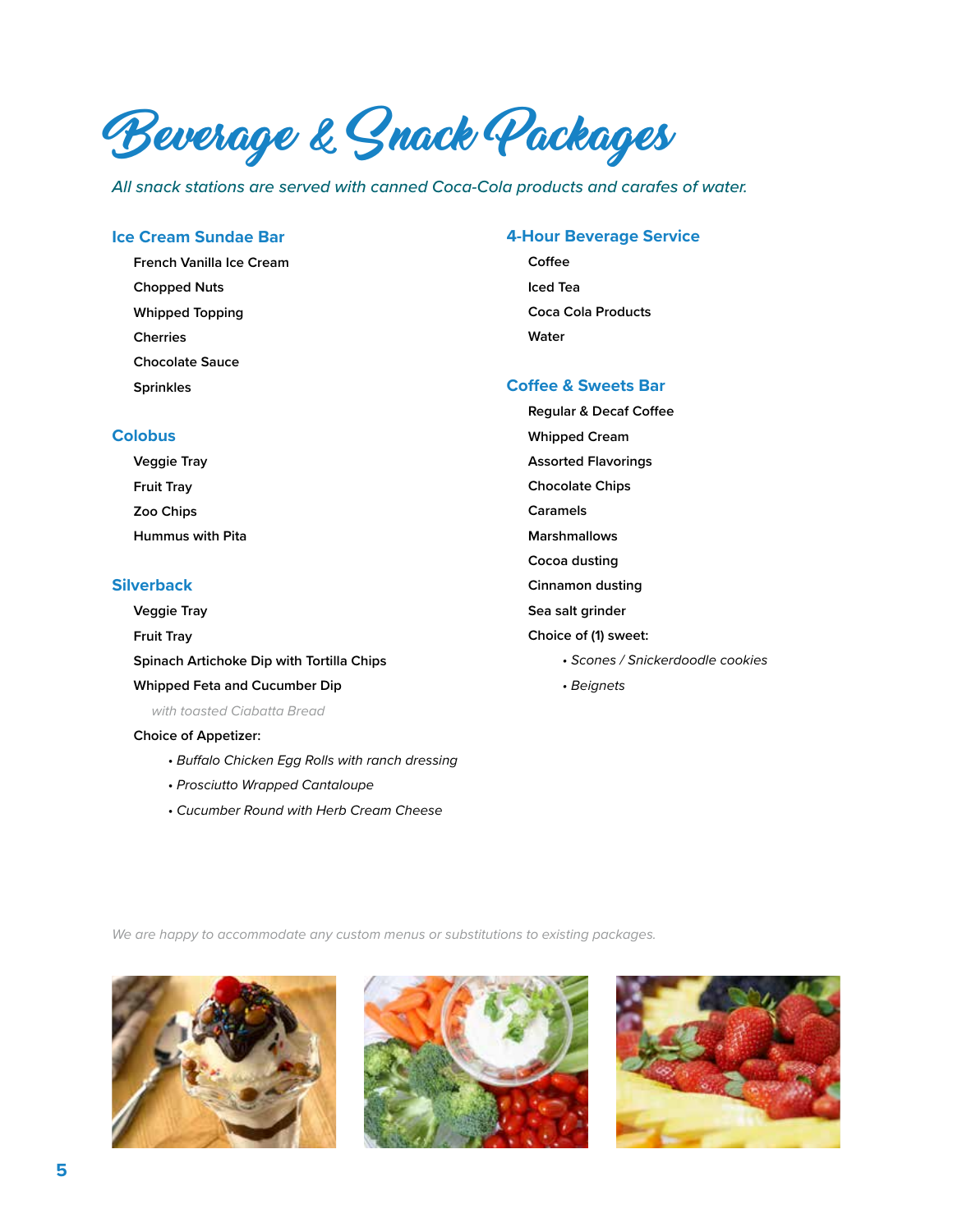# Beverage & Snack Packages

*All snack stations are served with canned Coca-Cola products and carafes of water.*

## Ice Cream Sundae Bar

- French Vanilla Ice Cream
- Chopped Nuts
- Whipped Topping
- Cherries
- Chocolate Sauce
- Sprinkles

## Colobus

- Veggie Tray
- Fruit Tray
- Zoo Chips
- Hummus with Pita

## Silverback

- Veggie Tray
- Fruit Tray
- Spinach Artichoke Dip with Tortilla Chips
- Whipped Feta and Cucumber Dip
  *with toasted Ciabatta Bread*
- Choice of Appetizer:
  - *Buffalo Chicken Egg Rolls with ranch dressing*
  - *Prosciutto Wrapped Cantaloupe*
  - *Cucumber Round with Herb Cream Cheese*

## 4-Hour Beverage Service

- Coffee
- Iced Tea
- Coca Cola Products
- Water

## Coffee & Sweets Bar

- Regular & Decaf Coffee
- Whipped Cream
- Assorted Flavorings
- Chocolate Chips
- Caramels
- Marshmallows
- Cocoa dusting
- Cinnamon dusting
- Sea salt grinder
- Choice of (1) sweet:
  - *Scones / Snickerdoodle cookies*
  - *Beignets*

*We are happy to accommodate any custom menus or substitutions to existing packages.*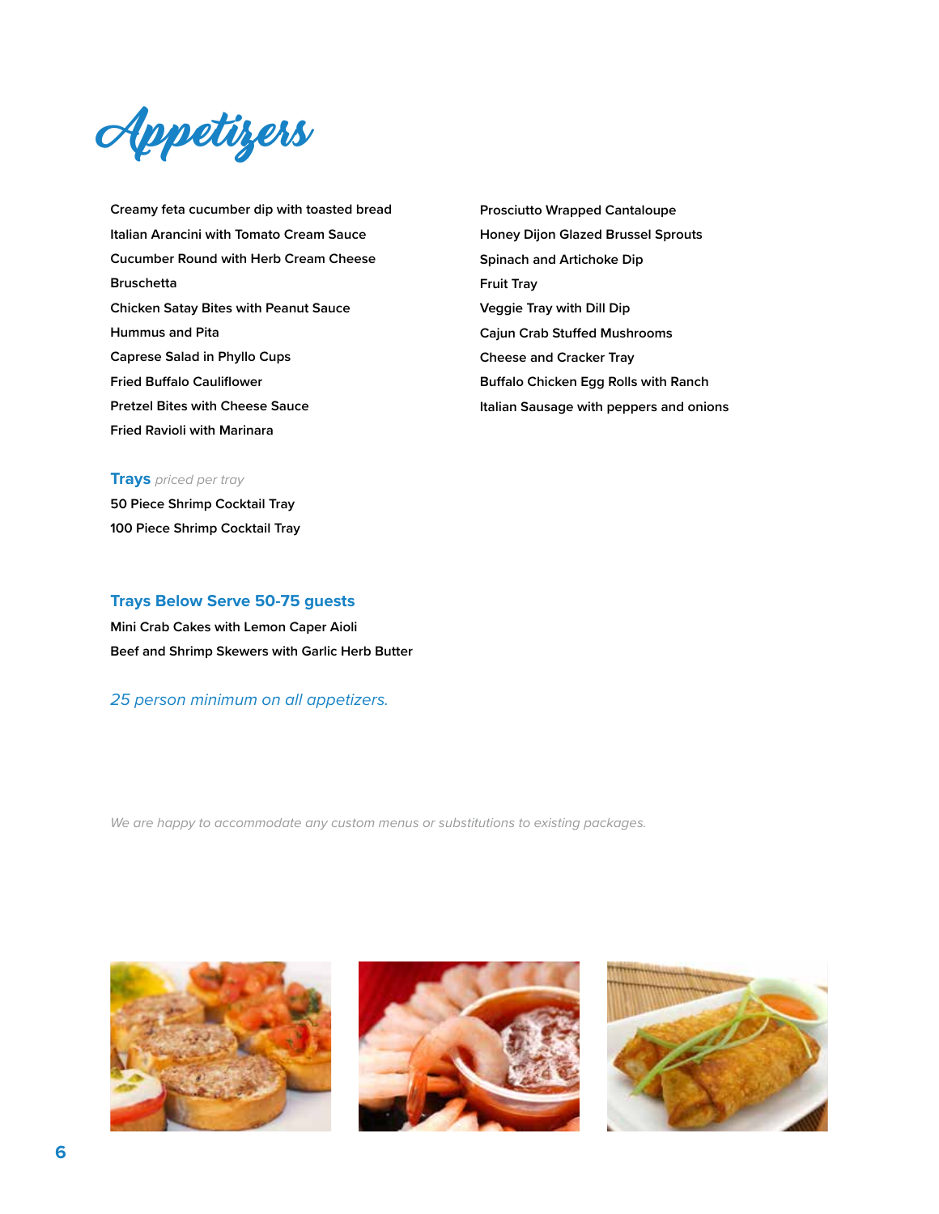# Appetizers

Creamy feta cucumber dip with toasted bread
Italian Arancini with Tomato Cream Sauce
Cucumber Round with Herb Cream Cheese
Bruschetta
Chicken Satay Bites with Peanut Sauce
Hummus and Pita
Caprese Salad in Phyllo Cups
Fried Buffalo Cauliflower
Pretzel Bites with Cheese Sauce
Fried Ravioli with Marinara
Prosciutto Wrapped Cantaloupe
Honey Dijon Glazed Brussel Sprouts
Spinach and Artichoke Dip
Fruit Tray
Veggie Tray with Dill Dip
Cajun Crab Stuffed Mushrooms
Cheese and Cracker Tray
Buffalo Chicken Egg Rolls with Ranch
Italian Sausage with peppers and onions

## Trays *priced per tray*

50 Piece Shrimp Cocktail Tray
100 Piece Shrimp Cocktail Tray

## Trays Below Serve 50-75 guests

Mini Crab Cakes with Lemon Caper Aioli
Beef and Shrimp Skewers with Garlic Herb Butter

*25 person minimum on all appetizers.*

*We are happy to accommodate any custom menus or substitutions to existing packages.*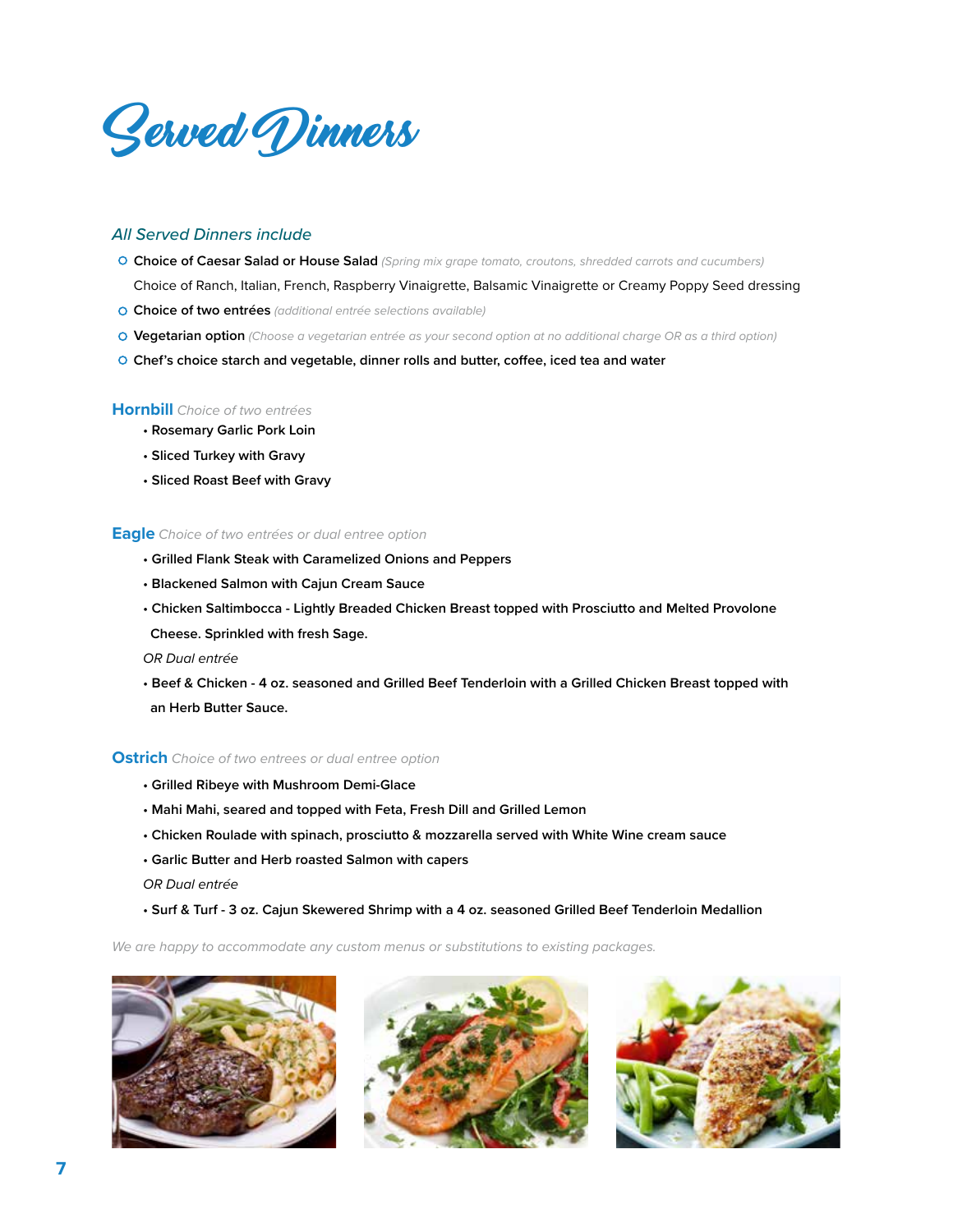# Served Dinners

*All Served Dinners include*

- **Choice of Caesar Salad or House Salad** *(Spring mix grape tomato, croutons, shredded carrots and cucumbers)*
  Choice of Ranch, Italian, French, Raspberry Vinaigrette, Balsamic Vinaigrette or Creamy Poppy Seed dressing
- **Choice of two entrées** *(additional entrée selections available)*
- **Vegetarian option** *(Choose a vegetarian entrée as your second option at no additional charge OR as a third option)*
- **Chef's choice starch and vegetable, dinner rolls and butter, coffee, iced tea and water**

## Hornbill *Choice of two entrées*

- **Rosemary Garlic Pork Loin**
- **Sliced Turkey with Gravy**
- **Sliced Roast Beef with Gravy**

## Eagle *Choice of two entrées or dual entree option*

- **Grilled Flank Steak with Caramelized Onions and Peppers**
- **Blackened Salmon with Cajun Cream Sauce**
- **Chicken Saltimbocca - Lightly Breaded Chicken Breast topped with Prosciutto and Melted Provolone Cheese. Sprinkled with fresh Sage.**

*OR Dual entrée*

- **Beef & Chicken - 4 oz. seasoned and Grilled Beef Tenderloin with a Grilled Chicken Breast topped with an Herb Butter Sauce.**

## Ostrich *Choice of two entrees or dual entree option*

- **Grilled Ribeye with Mushroom Demi-Glace**
- **Mahi Mahi, seared and topped with Feta, Fresh Dill and Grilled Lemon**
- **Chicken Roulade with spinach, prosciutto & mozzarella served with White Wine cream sauce**
- **Garlic Butter and Herb roasted Salmon with capers**

*OR Dual entrée*

- **Surf & Turf - 3 oz. Cajun Skewered Shrimp with a 4 oz. seasoned Grilled Beef Tenderloin Medallion**

*We are happy to accommodate any custom menus or substitutions to existing packages.*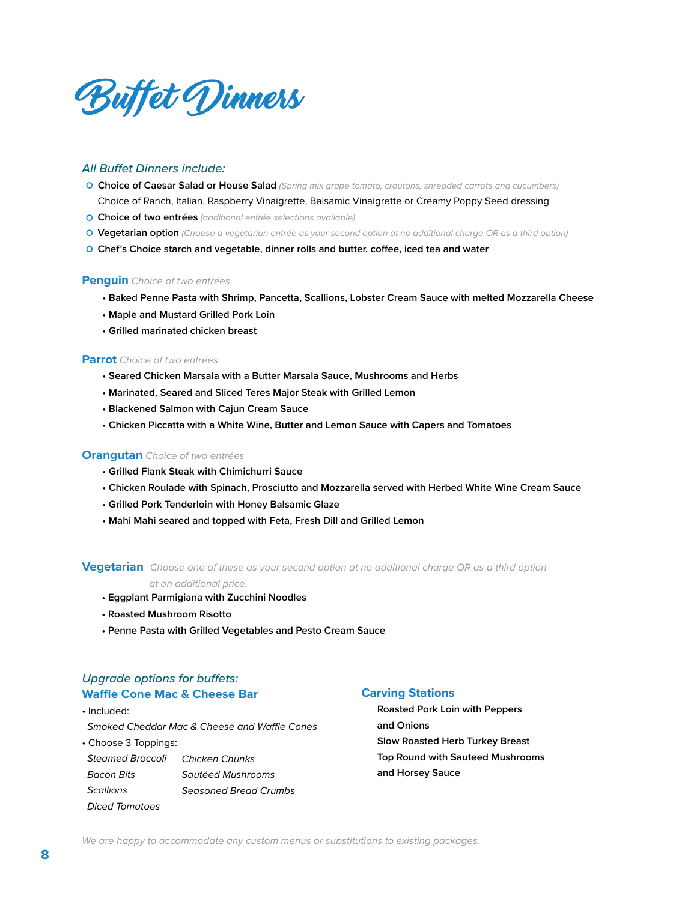# Buffet Dinners

*All Buffet Dinners include:*

- **Choice of Caesar Salad or House Salad** *(Spring mix grape tomato, croutons, shredded carrots and cucumbers)* Choice of Ranch, Italian, Raspberry Vinaigrette, Balsamic Vinaigrette or Creamy Poppy Seed dressing
- **Choice of two entrées** *(additional entrée selections available)*
- **Vegetarian option** *(Choose a vegetarian entrée as your second option at no additional charge OR as a third option)*
- **Chef's Choice starch and vegetable, dinner rolls and butter, coffee, iced tea and water**

## Penguin *Choice of two entrées*

- **Baked Penne Pasta with Shrimp, Pancetta, Scallions, Lobster Cream Sauce with melted Mozzarella Cheese**
- **Maple and Mustard Grilled Pork Loin**
- **Grilled marinated chicken breast**

## Parrot *Choice of two entrées*

- **Seared Chicken Marsala with a Butter Marsala Sauce, Mushrooms and Herbs**
- **Marinated, Seared and Sliced Teres Major Steak with Grilled Lemon**
- **Blackened Salmon with Cajun Cream Sauce**
- **Chicken Piccatta with a White Wine, Butter and Lemon Sauce with Capers and Tomatoes**

## Orangutan *Choice of two entrées*

- **Grilled Flank Steak with Chimichurri Sauce**
- **Chicken Roulade with Spinach, Prosciutto and Mozzarella served with Herbed White Wine Cream Sauce**
- **Grilled Pork Tenderloin with Honey Balsamic Glaze**
- **Mahi Mahi seared and topped with Feta, Fresh Dill and Grilled Lemon**

## Vegetarian *Choose one of these as your second option at no additional charge OR as a third option at an additional price.*

- **Eggplant Parmigiana with Zucchini Noodles**
- **Roasted Mushroom Risotto**
- **Penne Pasta with Grilled Vegetables and Pesto Cream Sauce**

*Upgrade options for buffets:*

### Waffle Cone Mac & Cheese Bar

- Included:
  *Smoked Cheddar Mac & Cheese and Waffle Cones*
- Choose 3 Toppings:
  *Steamed Broccoli*
  *Bacon Bits*
  *Scallions*
  *Diced Tomatoes*
  *Chicken Chunks*
  *Sautéed Mushrooms*
  *Seasoned Bread Crumbs*

### Carving Stations

**Roasted Pork Loin with Peppers and Onions**
**Slow Roasted Herb Turkey Breast**
**Top Round with Sauteed Mushrooms and Horsey Sauce**

*We are happy to accommodate any custom menus or substitutions to existing packages.*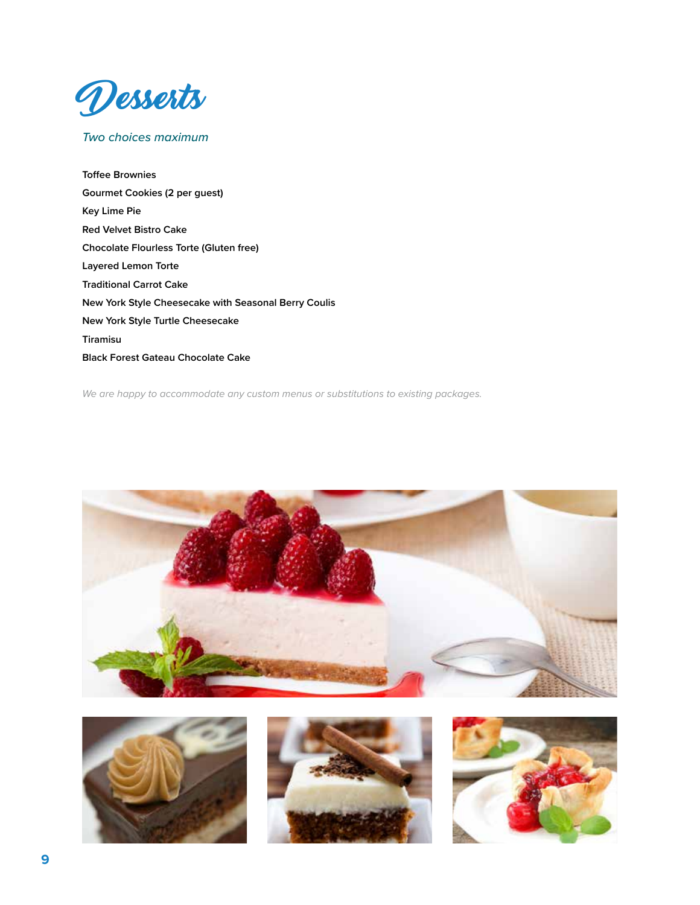# Desserts

*Two choices maximum*

**Toffee Brownies**

**Gourmet Cookies (2 per guest)**

**Key Lime Pie**

**Red Velvet Bistro Cake**

**Chocolate Flourless Torte (Gluten free)**

**Layered Lemon Torte**

**Traditional Carrot Cake**

**New York Style Cheesecake with Seasonal Berry Coulis**

**New York Style Turtle Cheesecake**

**Tiramisu**

**Black Forest Gateau Chocolate Cake**

*We are happy to accommodate any custom menus or substitutions to existing packages.*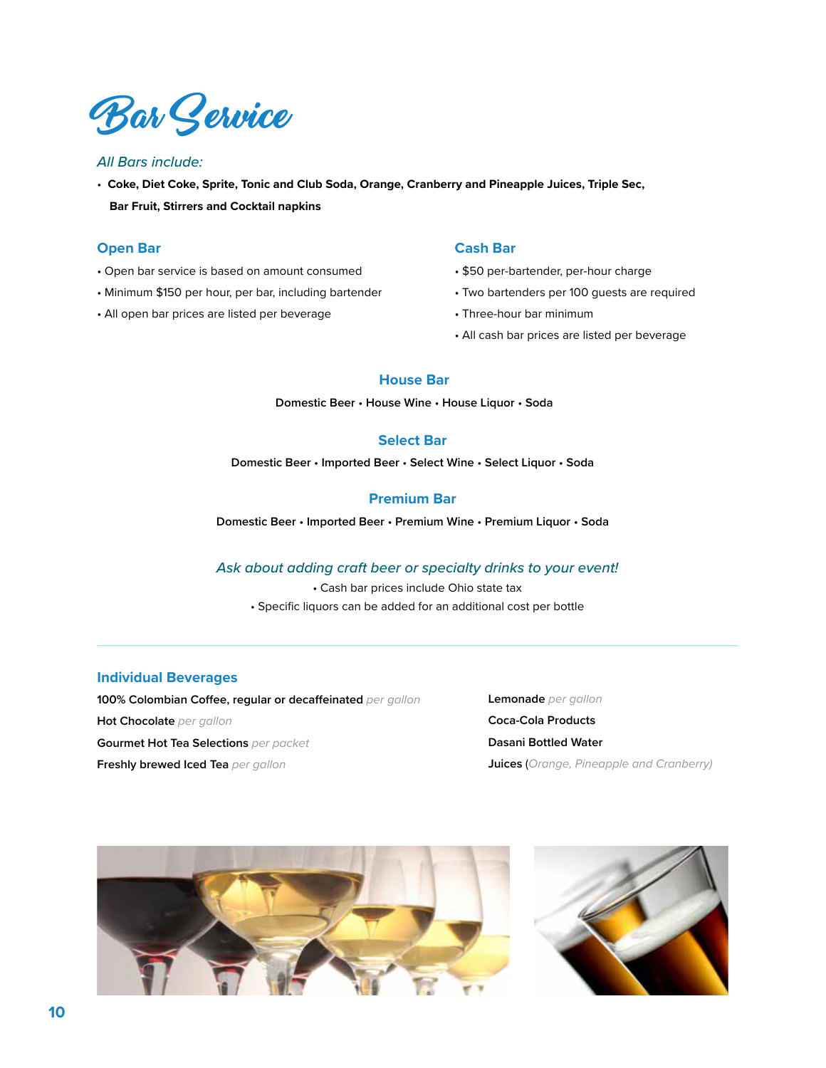# Bar Service

*All Bars include:*

- **Coke, Diet Coke, Sprite, Tonic and Club Soda, Orange, Cranberry and Pineapple Juices, Triple Sec, Bar Fruit, Stirrers and Cocktail napkins**

## Open Bar

- Open bar service is based on amount consumed
- Minimum $150 per hour, per bar, including bartender
- All open bar prices are listed per beverage

## Cash Bar

- $50 per-bartender, per-hour charge
- Two bartenders per 100 guests are required
- Three-hour bar minimum
- All cash bar prices are listed per beverage

## House Bar

**Domestic Beer • House Wine • House Liquor • Soda**

## Select Bar

**Domestic Beer • Imported Beer • Select Wine • Select Liquor • Soda**

## Premium Bar

**Domestic Beer • Imported Beer • Premium Wine • Premium Liquor • Soda**

*Ask about adding craft beer or specialty drinks to your event!*

- Cash bar prices include Ohio state tax
- Specific liquors can be added for an additional cost per bottle

---

## Individual Beverages

**100% Colombian Coffee, regular or decaffeinated** *per gallon*

**Hot Chocolate** *per gallon*

**Gourmet Hot Tea Selections** *per packet*

**Freshly brewed Iced Tea** *per gallon*

**Lemonade** *per gallon*

**Coca-Cola Products**

**Dasani Bottled Water**

**Juices** (*Orange, Pineapple and Cranberry*)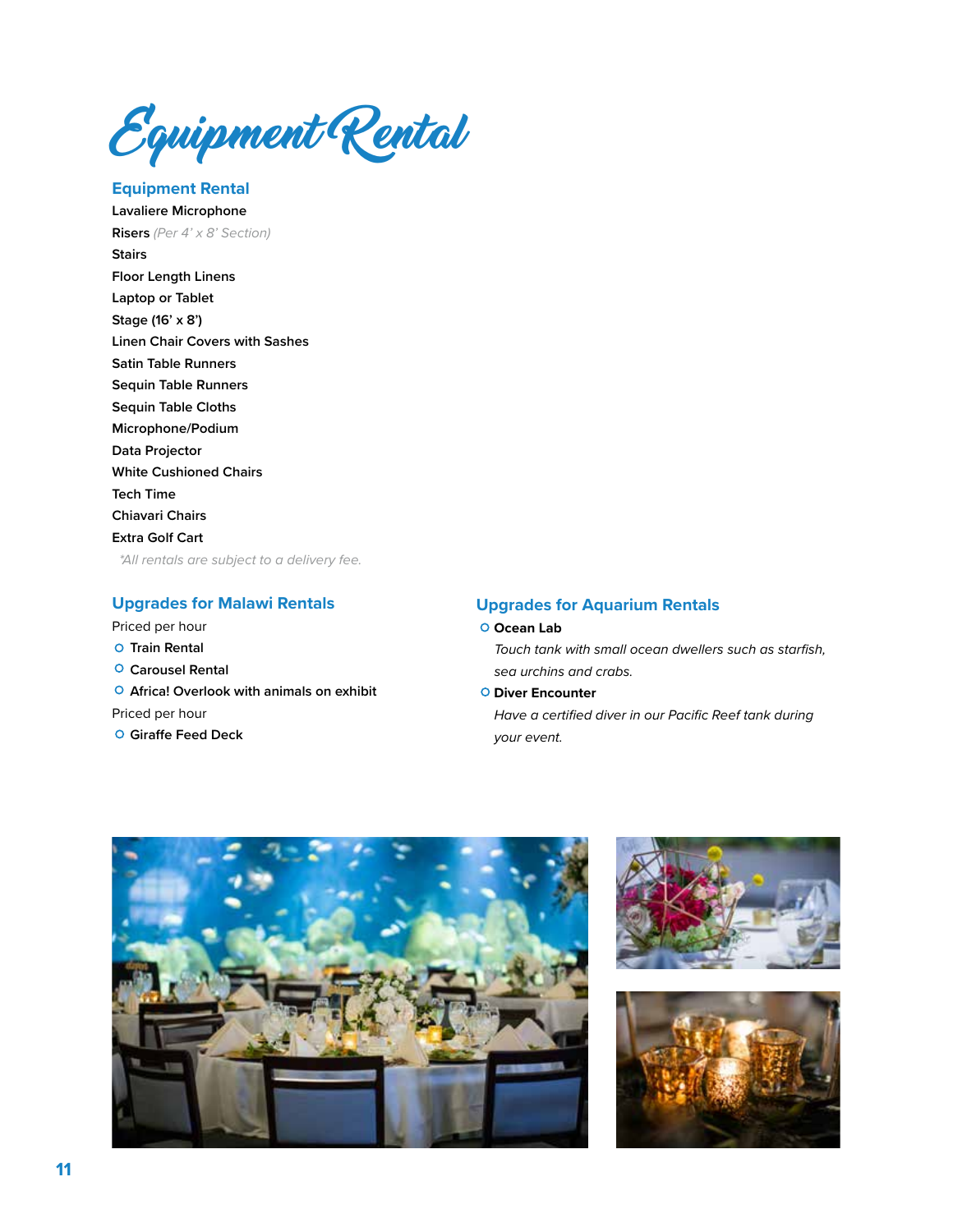# Equipment Rental

## Equipment Rental

**Lavaliere Microphone**

**Risers** *(Per 4' x 8' Section)*

**Stairs**

**Floor Length Linens**

**Laptop or Tablet**

**Stage (16' x 8')**

**Linen Chair Covers with Sashes**

**Satin Table Runners**

**Sequin Table Runners**

**Sequin Table Cloths**

**Microphone/Podium**

**Data Projector**

**White Cushioned Chairs**

**Tech Time**

**Chiavari Chairs**

**Extra Golf Cart**

*\*All rentals are subject to a delivery fee.*

## Upgrades for Malawi Rentals

Priced per hour

- **Train Rental**
- **Carousel Rental**
- **Africa! Overlook with animals on exhibit**

Priced per hour

- **Giraffe Feed Deck**

## Upgrades for Aquarium Rentals

- **Ocean Lab**

  *Touch tank with small ocean dwellers such as starfish, sea urchins and crabs.*

- **Diver Encounter**

  *Have a certified diver in our Pacific Reef tank during your event.*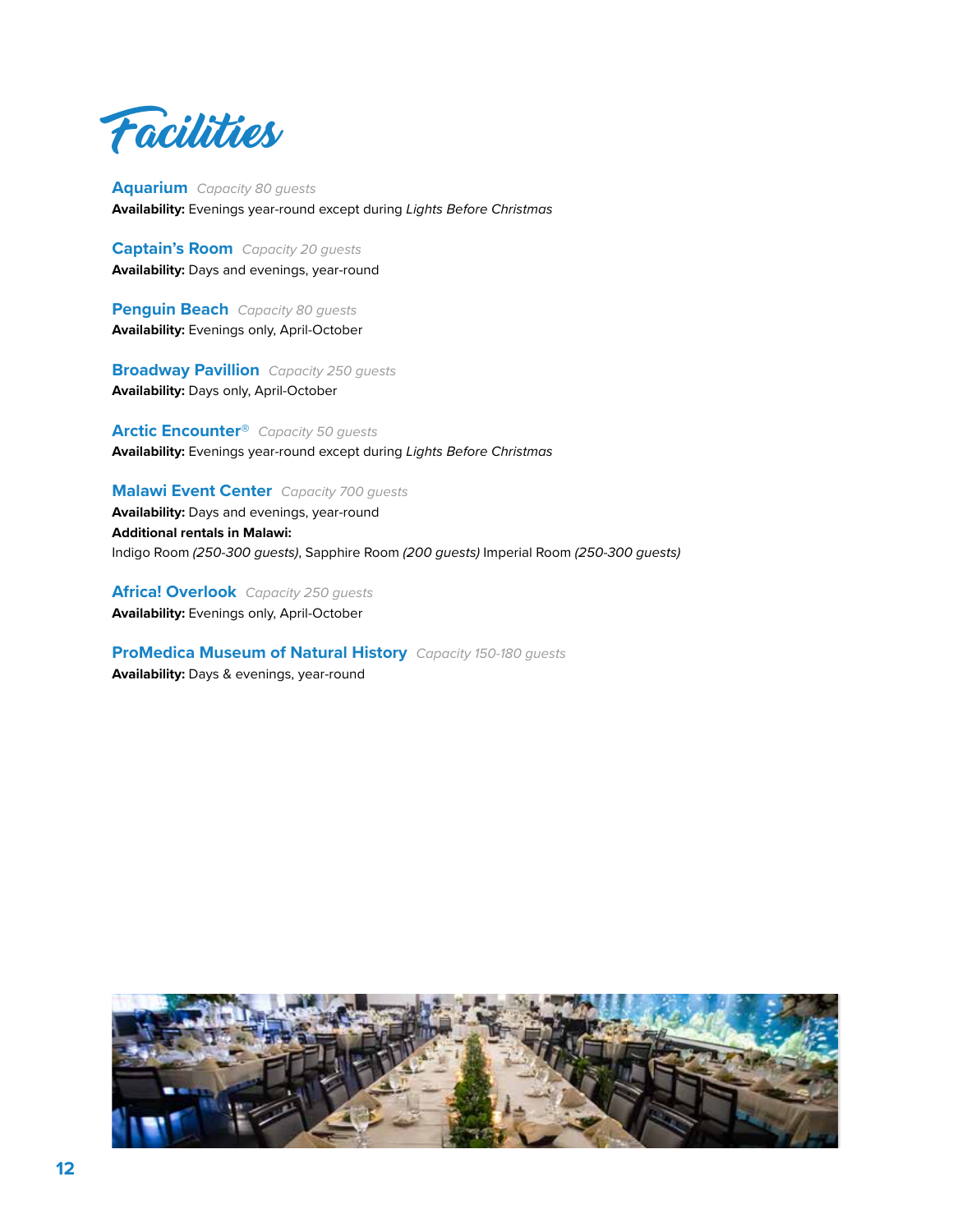# Facilities

**Aquarium** *Capacity 80 guests*
**Availability:** Evenings year-round except during *Lights Before Christmas*

**Captain's Room** *Capacity 20 guests*
**Availability:** Days and evenings, year-round

**Penguin Beach** *Capacity 80 guests*
**Availability:** Evenings only, April-October

**Broadway Pavillion** *Capacity 250 guests*
**Availability:** Days only, April-October

**Arctic Encounter®** *Capacity 50 guests*
**Availability:** Evenings year-round except during *Lights Before Christmas*

**Malawi Event Center** *Capacity 700 guests*
**Availability:** Days and evenings, year-round
**Additional rentals in Malawi:**
Indigo Room *(250-300 guests)*, Sapphire Room *(200 guests)* Imperial Room *(250-300 guests)*

**Africa! Overlook** *Capacity 250 guests*
**Availability:** Evenings only, April-October

**ProMedica Museum of Natural History** *Capacity 150-180 guests*
**Availability:** Days & evenings, year-round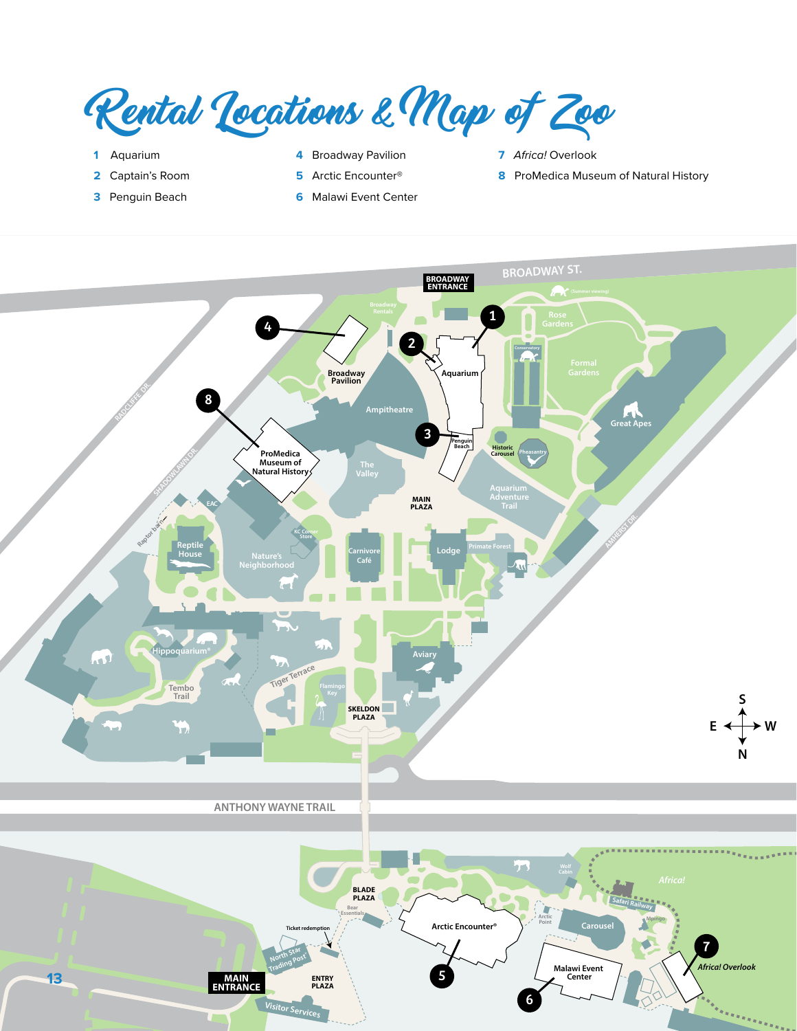# Rental Locations & Map of Zoo

1. Aquarium
2. Captain's Room
3. Penguin Beach
4. Broadway Pavilion
5. Arctic Encounter®
6. Malawi Event Center
7. *Africa!* Overlook
8. ProMedica Museum of Natural History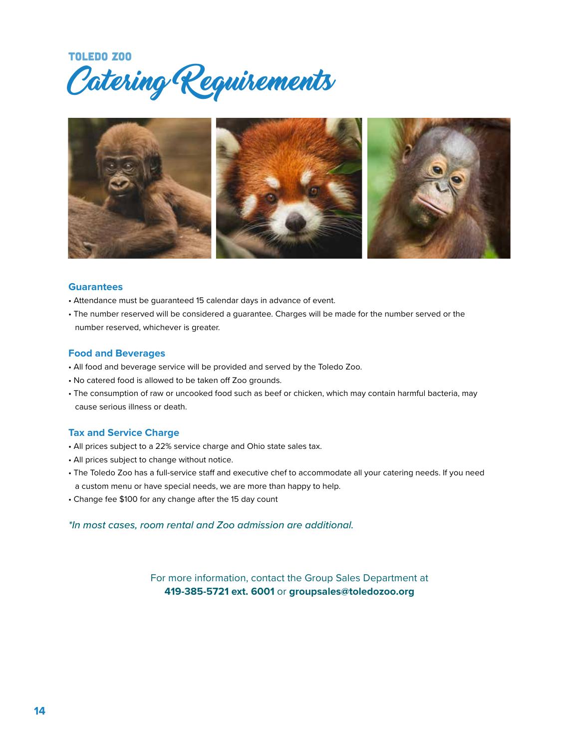TOLEDO ZOO

# Catering Requirements

## Guarantees

- Attendance must be guaranteed 15 calendar days in advance of event.
- The number reserved will be considered a guarantee. Charges will be made for the number served or the number reserved, whichever is greater.

## Food and Beverages

- All food and beverage service will be provided and served by the Toledo Zoo.
- No catered food is allowed to be taken off Zoo grounds.
- The consumption of raw or uncooked food such as beef or chicken, which may contain harmful bacteria, may cause serious illness or death.

## Tax and Service Charge

- All prices subject to a 22% service charge and Ohio state sales tax.
- All prices subject to change without notice.
- The Toledo Zoo has a full-service staff and executive chef to accommodate all your catering needs. If you need a custom menu or have special needs, we are more than happy to help.
- Change fee $100 for any change after the 15 day count

*\*In most cases, room rental and Zoo admission are additional.*

For more information, contact the Group Sales Department at
**419-385-5721 ext. 6001** or **groupsales@toledozoo.org**